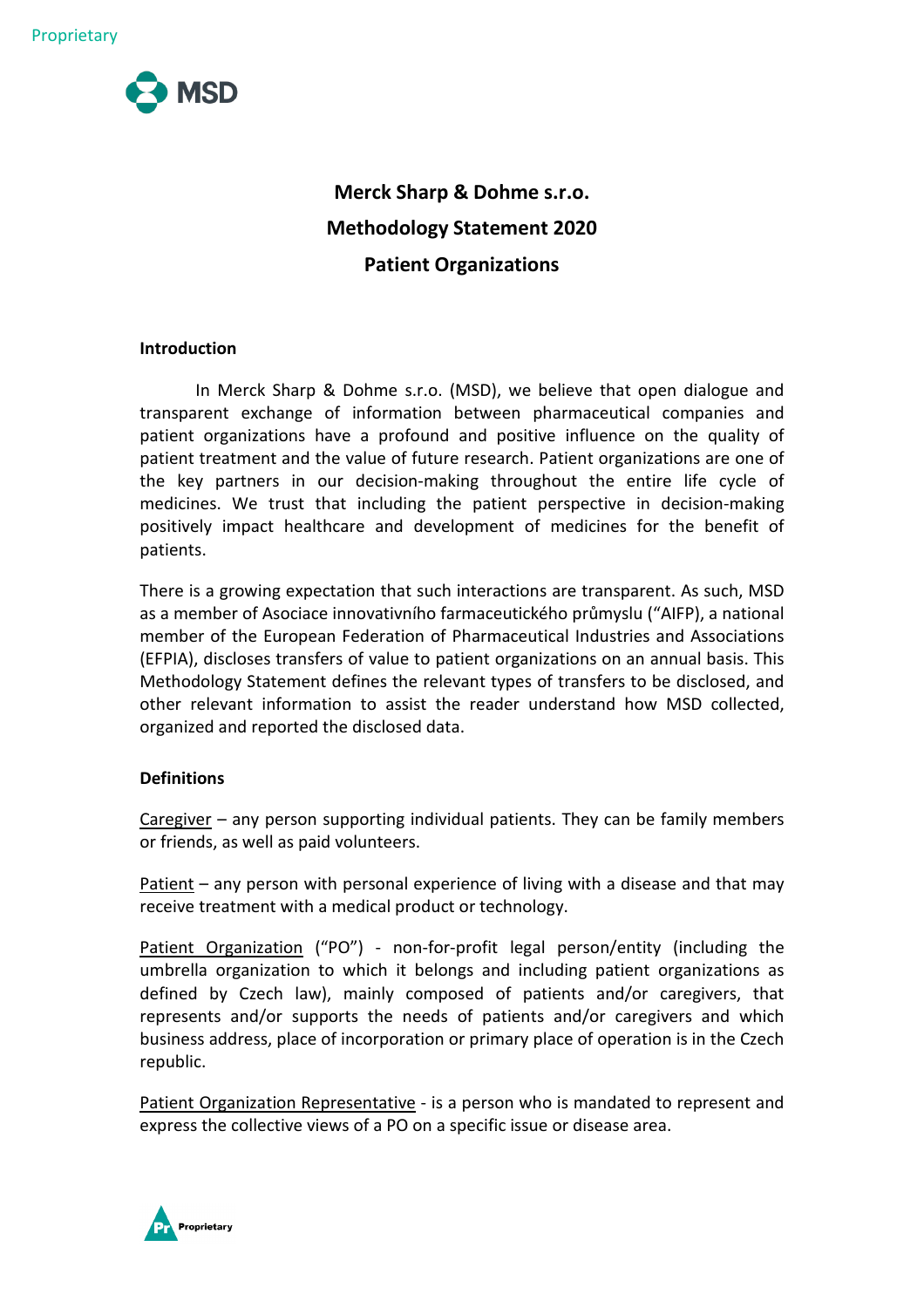# Merck Sharp & Dohme s.r.o.
# Methodology Statement 2020
# Patient Organizations

## Introduction

In Merck Sharp & Dohme s.r.o. (MSD), we believe that open dialogue and transparent exchange of information between pharmaceutical companies and patient organizations have a profound and positive influence on the quality of patient treatment and the value of future research. Patient organizations are one of the key partners in our decision-making throughout the entire life cycle of medicines. We trust that including the patient perspective in decision-making positively impact healthcare and development of medicines for the benefit of patients.

There is a growing expectation that such interactions are transparent. As such, MSD as a member of Asociace innovativního farmaceutického průmyslu ("AIFP), a national member of the European Federation of Pharmaceutical Industries and Associations (EFPIA), discloses transfers of value to patient organizations on an annual basis. This Methodology Statement defines the relevant types of transfers to be disclosed, and other relevant information to assist the reader understand how MSD collected, organized and reported the disclosed data.

## Definitions

Caregiver – any person supporting individual patients. They can be family members or friends, as well as paid volunteers.

Patient – any person with personal experience of living with a disease and that may receive treatment with a medical product or technology.

Patient Organization ("PO") - non-for-profit legal person/entity (including the umbrella organization to which it belongs and including patient organizations as defined by Czech law), mainly composed of patients and/or caregivers, that represents and/or supports the needs of patients and/or caregivers and which business address, place of incorporation or primary place of operation is in the Czech republic.

Patient Organization Representative - is a person who is mandated to represent and express the collective views of a PO on a specific issue or disease area.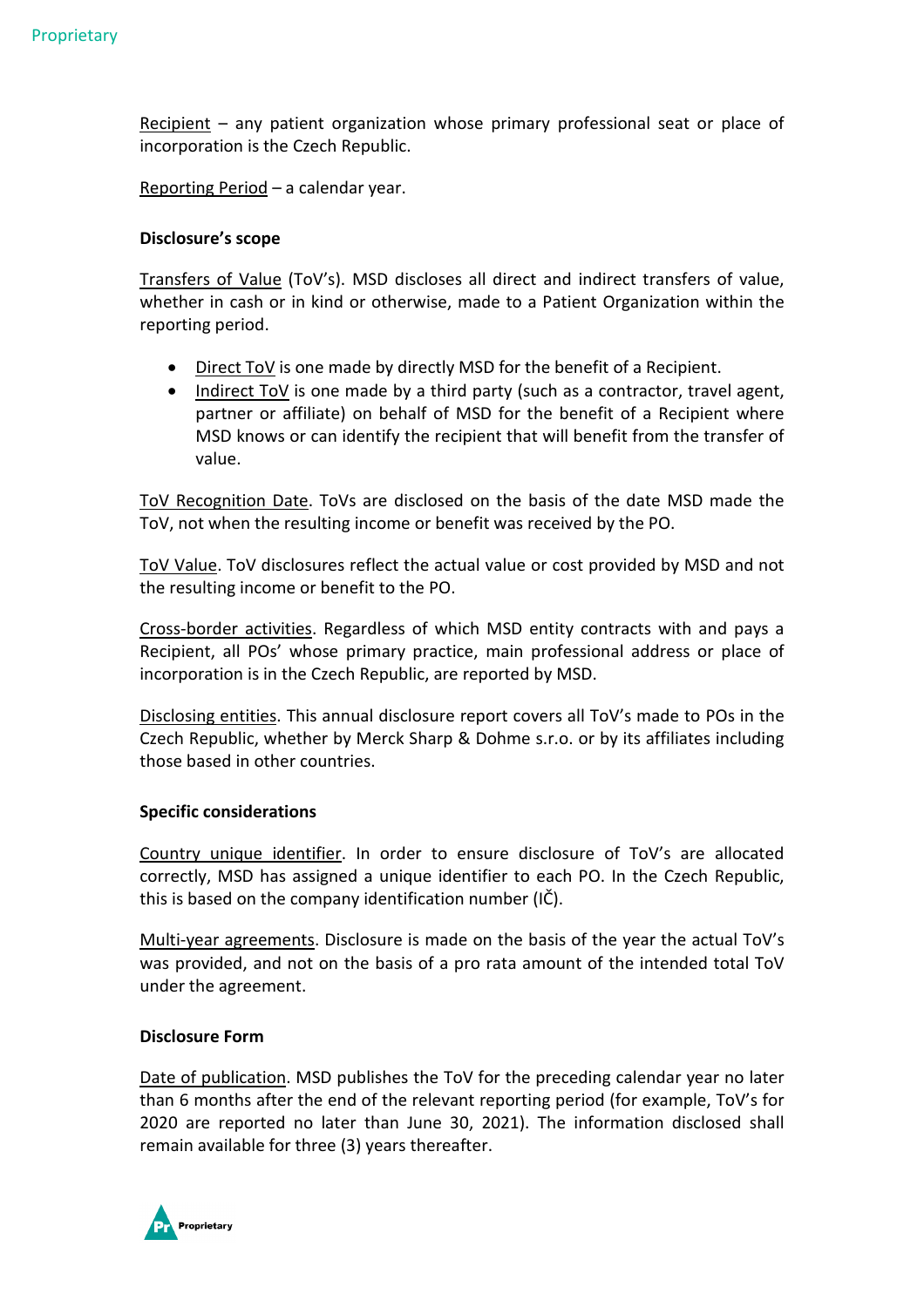Recipient – any patient organization whose primary professional seat or place of incorporation is the Czech Republic.

Reporting Period – a calendar year.

**Disclosure's scope**

Transfers of Value (ToV's). MSD discloses all direct and indirect transfers of value, whether in cash or in kind or otherwise, made to a Patient Organization within the reporting period.

- Direct ToV is one made by directly MSD for the benefit of a Recipient.
- Indirect ToV is one made by a third party (such as a contractor, travel agent, partner or affiliate) on behalf of MSD for the benefit of a Recipient where MSD knows or can identify the recipient that will benefit from the transfer of value.

ToV Recognition Date. ToVs are disclosed on the basis of the date MSD made the ToV, not when the resulting income or benefit was received by the PO.

ToV Value. ToV disclosures reflect the actual value or cost provided by MSD and not the resulting income or benefit to the PO.

Cross-border activities. Regardless of which MSD entity contracts with and pays a Recipient, all POs' whose primary practice, main professional address or place of incorporation is in the Czech Republic, are reported by MSD.

Disclosing entities. This annual disclosure report covers all ToV's made to POs in the Czech Republic, whether by Merck Sharp & Dohme s.r.o. or by its affiliates including those based in other countries.

**Specific considerations**

Country unique identifier. In order to ensure disclosure of ToV's are allocated correctly, MSD has assigned a unique identifier to each PO. In the Czech Republic, this is based on the company identification number (IČ).

Multi-year agreements. Disclosure is made on the basis of the year the actual ToV's was provided, and not on the basis of a pro rata amount of the intended total ToV under the agreement.

**Disclosure Form**

Date of publication. MSD publishes the ToV for the preceding calendar year no later than 6 months after the end of the relevant reporting period (for example, ToV's for 2020 are reported no later than June 30, 2021). The information disclosed shall remain available for three (3) years thereafter.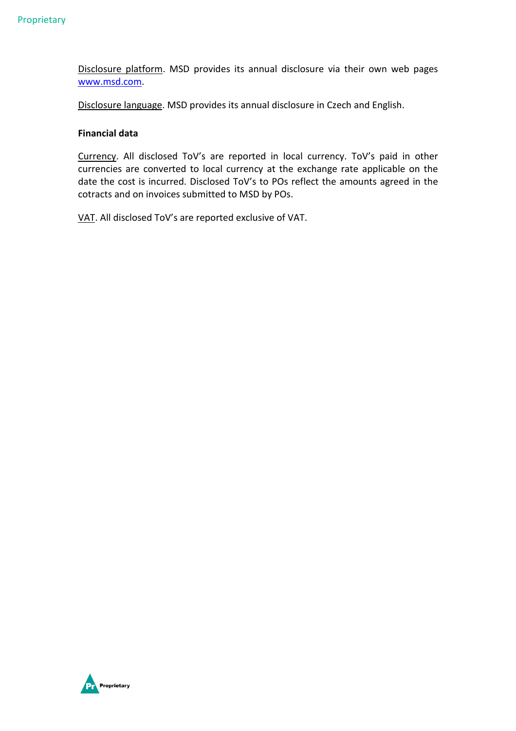Disclosure platform. MSD provides its annual disclosure via their own web pages www.msd.com.

Disclosure language. MSD provides its annual disclosure in Czech and English.

**Financial data**

Currency. All disclosed ToV's are reported in local currency. ToV's paid in other currencies are converted to local currency at the exchange rate applicable on the date the cost is incurred. Disclosed ToV's to POs reflect the amounts agreed in the cotracts and on invoices submitted to MSD by POs.

VAT. All disclosed ToV's are reported exclusive of VAT.